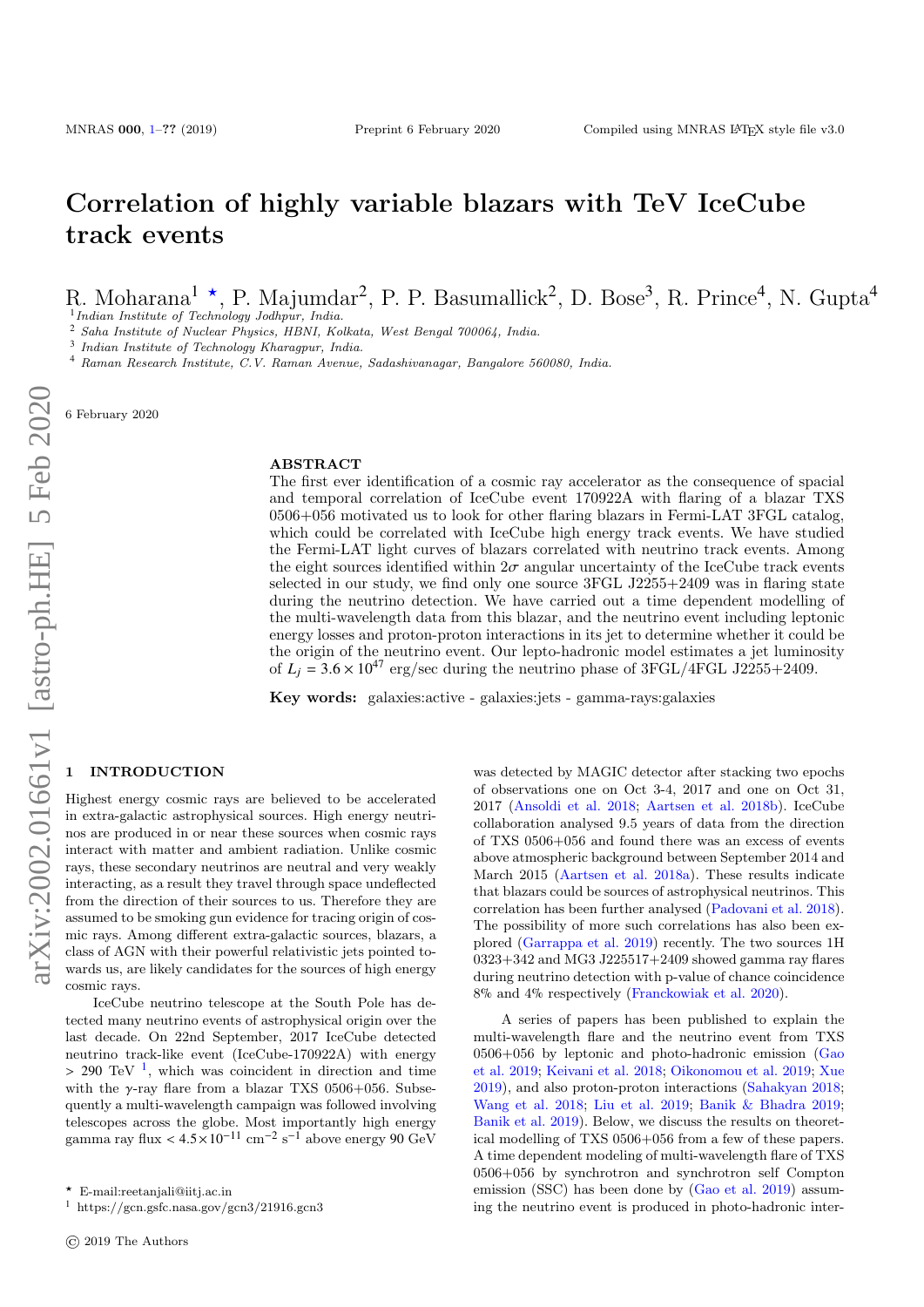# Correlation of highly variable blazars with TeV IceCube track events

R. Moharana[1 ⋆], P. Majumdar[2], P. P. Basumallick[2], D. Bose[3], R. Prince[4], N. Gupta[4]

[1] *Indian Institute of Technology Jodhpur, India.*
[2] *Saha Institute of Nuclear Physics, HBNI, Kolkata, West Bengal 700064, India.*
[3] *Indian Institute of Technology Kharagpur, India.*
[4] *Raman Research Institute, C.V. Raman Avenue, Sadashivanagar, Bangalore 560080, India.*

6 February 2020

## ABSTRACT

The first ever identification of a cosmic ray accelerator as the consequence of spacial and temporal correlation of IceCube event 170922A with flaring of a blazar TXS 0506+056 motivated us to look for other flaring blazars in Fermi-LAT 3FGL catalog, which could be correlated with IceCube high energy track events. We have studied the Fermi-LAT light curves of blazars correlated with neutrino track events. Among the eight sources identified within $2\sigma$ angular uncertainty of the IceCube track events selected in our study, we find only one source 3FGL J2255+2409 was in flaring state during the neutrino detection. We have carried out a time dependent modelling of the multi-wavelength data from this blazar, and the neutrino event including leptonic energy losses and proton-proton interactions in its jet to determine whether it could be the origin of the neutrino event. Our lepto-hadronic model estimates a jet luminosity of $L_j = 3.6 \times 10^{47}$ erg/sec during the neutrino phase of 3FGL/4FGL J2255+2409.

**Key words:** galaxies:active - galaxies:jets - gamma-rays:galaxies

## 1 INTRODUCTION

Highest energy cosmic rays are believed to be accelerated in extra-galactic astrophysical sources. High energy neutrinos are produced in or near these sources when cosmic rays interact with matter and ambient radiation. Unlike cosmic rays, these secondary neutrinos are neutral and very weakly interacting, as a result they travel through space undeflected from the direction of their sources to us. Therefore they are assumed to be smoking gun evidence for tracing origin of cosmic rays. Among different extra-galactic sources, blazars, a class of AGN with their powerful relativistic jets pointed towards us, are likely candidates for the sources of high energy cosmic rays.

IceCube neutrino telescope at the South Pole has detected many neutrino events of astrophysical origin over the last decade. On 22nd September, 2017 IceCube detected neutrino track-like event (IceCube-170922A) with energy > 290 TeV [1], which was coincident in direction and time with the $\gamma$-ray flare from a blazar TXS 0506+056. Subsequently a multi-wavelength campaign was followed involving telescopes across the globe. Most importantly high energy gamma ray flux $< 4.5\times10^{-11}$ cm$^{-2}$ s$^{-1}$ above energy 90 GeV was detected by MAGIC detector after stacking two epochs of observations one on Oct 3-4, 2017 and one on Oct 31, 2017 (Ansoldi et al. 2018; Aartsen et al. 2018b). IceCube collaboration analysed 9.5 years of data from the direction of TXS 0506+056 and found there was an excess of events above atmospheric background between September 2014 and March 2015 (Aartsen et al. 2018a). These results indicate that blazars could be sources of astrophysical neutrinos. This correlation has been further analysed (Padovani et al. 2018). The possibility of more such correlations has also been explored (Garrappa et al. 2019) recently. The two sources 1H 0323+342 and MG3 J225517+2409 showed gamma ray flares during neutrino detection with p-value of chance coincidence 8% and 4% respectively (Franckowiak et al. 2020).

A series of papers has been published to explain the multi-wavelength flare and the neutrino event from TXS 0506+056 by leptonic and photo-hadronic emission (Gao et al. 2019; Keivani et al. 2018; Oikonomou et al. 2019; Xue 2019), and also proton-proton interactions (Sahakyan 2018; Wang et al. 2018; Liu et al. 2019; Banik & Bhadra 2019; Banik et al. 2019). Below, we discuss the results on theoretical modelling of TXS 0506+056 from a few of these papers. A time dependent modeling of multi-wavelength flare of TXS 0506+056 by synchrotron and synchrotron self Compton emission (SSC) has been done by (Gao et al. 2019) assuming the neutrino event is produced in photo-hadronic inter-

⋆ E-mail:reetanjali@iitj.ac.in
[1] https://gcn.gsfc.nasa.gov/gcn3/21916.gcn3

© 2019 The Authors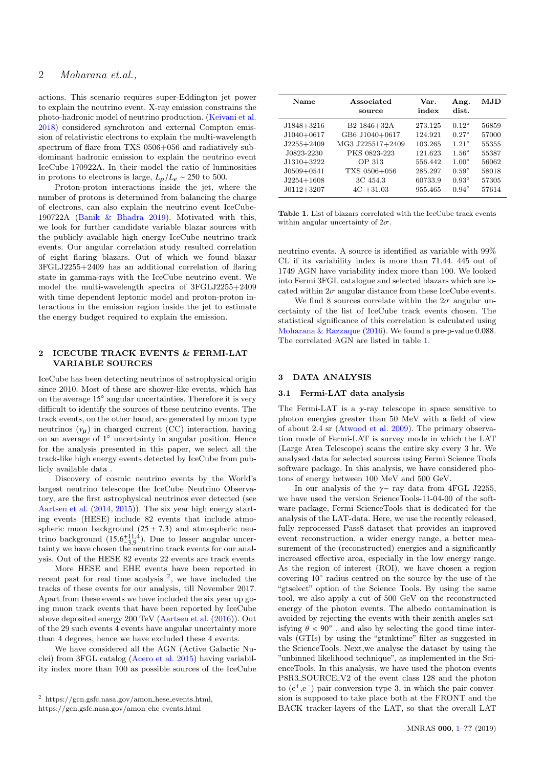actions. This scenario requires super-Eddington jet power to explain the neutrino event. X-ray emission constrains the photo-hadronic model of neutrino production. (Keivani et al. 2018) considered synchroton and external Compton emission of relativistic electrons to explain the multi-wavelength spectrum of flare from TXS 0506+056 and radiatively subdominant hadronic emission to explain the neutrino event IceCube-170922A. In their model the ratio of luminosities in protons to electrons is large, $L_p/L_e \sim 250$ to 500.

Proton-proton interactions inside the jet, where the number of protons is determined from balancing the charge of electrons, can also explain the neutrino event IceCube-190722A (Banik & Bhadra 2019). Motivated with this, we look for further candidate variable blazar sources with the publicly available high energy IceCube neutrino track events. Our angular correlation study resulted correlation of eight flaring blazars. Out of which we found blazar 3FGLJ2255+2409 has an additional correlation of flaring state in gamma-rays with the IceCube neutrino event. We model the multi-wavelength spectra of 3FGLJ2255+2409 with time dependent leptonic model and proton-proton interactions in the emission region inside the jet to estimate the energy budget required to explain the emission.

## 2 ICECUBE TRACK EVENTS & FERMI-LAT VARIABLE SOURCES

IceCube has been detecting neutrinos of astrophysical origin since 2010. Most of these are shower-like events, which has on the average 15° angular uncertainties. Therefore it is very difficult to identify the sources of these neutrino events. The track events, on the other hand, are generated by muon type neutrinos ($\nu_\mu$) in charged current (CC) interaction, having on an average of 1° uncertainty in angular position. Hence for the analysis presented in this paper, we select all the track-like high energy events detected by IceCube from publicly available data .

Discovery of cosmic neutrino events by the World's largest neutrino telescope the IceCube Neutrino Observatory, are the first astrophysical neutrinos ever detected (see Aartsen et al. (2014, 2015)). The six year high energy starting events (HESE) include 82 events that include atmospheric muon background ($25 \pm 7.3$) and atmospheric neutrino background ($15.6^{+11.4}_{-3.9}$). Due to lesser angular uncertainty we have chosen the neutrino track events for our analysis. Out of the HESE 82 events 22 events are track events

More HESE and EHE events have been reported in recent past for real time analysis [2], we have included the tracks of these events for our analysis, till November 2017. Apart from these events we have included the six year up going muon track events that have been reported by IceCube above deposited energy 200 TeV (Aartsen et al. (2016)). Out of the 29 such events 4 events have angular uncertainty more than 4 degrees, hence we have excluded these 4 events.

We have considered all the AGN (Active Galactic Nuclei) from 3FGL catalog (Acero et al. 2015) having variability index more than 100 as possible sources of the IceCube neutrino events. A source is identified as variable with 99% CL if its variability index is more than 71.44. 445 out of 1749 AGN have variability index more than 100. We looked into Fermi 3FGL catalogue and selected blazars which are located within $2\sigma$ angular distance from these IceCube events.

We find 8 sources correlate within the $2\sigma$ angular uncertainty of the list of IceCube track events chosen. The statistical significance of this correlation is calculated using Moharana & Razzaque (2016). We found a pre-p-value 0.088. The correlated AGN are listed in table 1.

| Name | Associated source | Var. index | Ang. dist. | MJD |
|---|---|---|---|---|
| J1848+3216 | B2 1846+32A | 273.125 | 0.12° | 56859 |
| J1040+0617 | GB6 J1040+0617 | 124.921 | 0.27° | 57000 |
| J2255+2409 | MG3 J225517+2409 | 103.265 | 1.21° | 55355 |
| J0823-2230 | PKS 0823-223 | 121.623 | 1.56° | 55387 |
| J1310+3222 | OP 313 | 556.442 | 1.00° | 56062 |
| J0509+0541 | TXS 0506+056 | 285.297 | 0.59° | 58018 |
| J2254+1608 | 3C 454.3 | 60733.9 | 0.93° | 57305 |
| J0112+3207 | 4C +31.03 | 955.465 | 0.94° | 57614 |

**Table 1.** List of blazars correlated with the IceCube track events within angular uncertainty of $2\sigma$.

## 3 DATA ANALYSIS

### 3.1 Fermi-LAT data analysis

The Fermi-LAT is a $\gamma$-ray telescope in space sensitive to photon energies greater than 50 MeV with a field of view of about 2.4 sr (Atwood et al. 2009). The primary observation mode of Fermi-LAT is survey mode in which the LAT (Large Area Telescope) scans the entire sky every 3 hr. We analysed data for selected sources using Fermi Science Tools software package. In this analysis, we have considered photons of energy between 100 MeV and 500 GeV.

In our analysis of the $\gamma-$ ray data from 4FGL J2255, we have used the version ScienceTools-11-04-00 of the software package, Fermi ScienceTools that is dedicated for the analysis of the LAT-data. Here, we use the recently released, fully reprocessed Pass8 dataset that provides an improved event reconstruction, a wider energy range, a better measurement of the (reconstructed) energies and a significantly increased effective area, especially in the low energy range. As the region of interest (ROI), we have chosen a region covering 10° radius centred on the source by the use of the "gtselect" option of the Science Tools. By using the same tool, we also apply a cut of 500 GeV on the reconstructed energy of the photon events. The albedo contamination is avoided by rejecting the events with their zenith angles satisfying $\theta < 90°$ , and also by selecting the good time intervals (GTIs) by using the "gtmktime" filter as suggested in the ScienceTools. Next,we analyse the dataset by using the "unbinned likelihood technique", as implemented in the ScienceTools. In this analysis, we have used the photon events P8R3_SOURCE_V2 of the event class 128 and the photon to ($e^+$,$e^-$) pair conversion type 3, in which the pair conversion is supposed to take place both at the FRONT and the BACK tracker-layers of the LAT, so that the overall LAT

[2] https://gcn.gsfc.nasa.gov/amon_hese_events.html, https://gcn.gsfc.nasa.gov/amon_ehe_events.html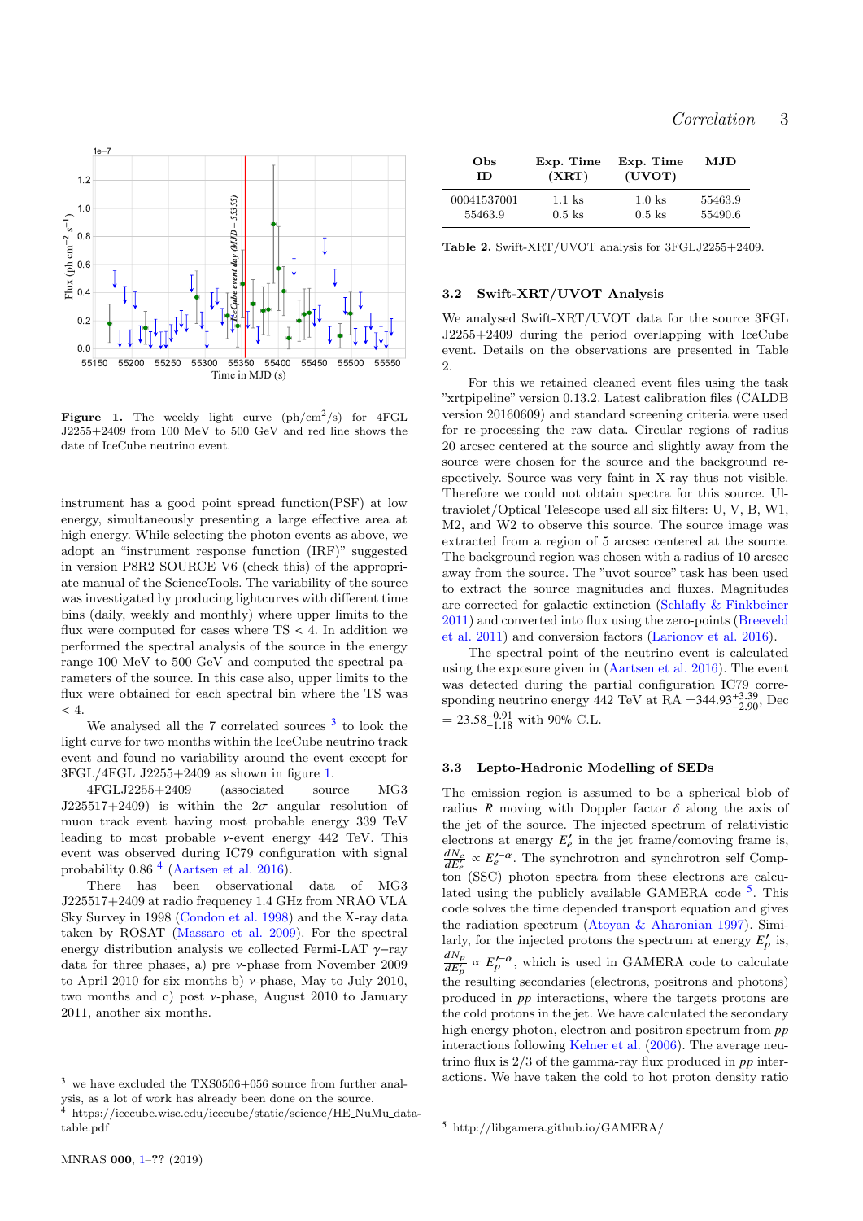**Figure 1.** The weekly light curve (ph/cm$^2$/s) for 4FGL J2255+2409 from 100 MeV to 500 GeV and red line shows the date of IceCube neutrino event.

instrument has a good point spread function(PSF) at low energy, simultaneously presenting a large effective area at high energy. While selecting the photon events as above, we adopt an "instrument response function (IRF)" suggested in version P8R2_SOURCE_V6 (check this) of the appropriate manual of the ScienceTools. The variability of the source was investigated by producing lightcurves with different time bins (daily, weekly and monthly) where upper limits to the flux were computed for cases where TS < 4. In addition we performed the spectral analysis of the source in the energy range 100 MeV to 500 GeV and computed the spectral parameters of the source. In this case also, upper limits to the flux were obtained for each spectral bin where the TS was < 4.

We analysed all the 7 correlated sources [3] to look the light curve for two months within the IceCube neutrino track event and found no variability around the event except for 3FGL/4FGL J2255+2409 as shown in figure 1.

4FGLJ2255+2409 (associated source MG3 J225517+2409) is within the $2\sigma$ angular resolution of muon track event having most probable energy 339 TeV leading to most probable $\nu$-event energy 442 TeV. This event was observed during IC79 configuration with signal probability 0.86 [4] (Aartsen et al. 2016).

There has been observational data of MG3 J225517+2409 at radio frequency 1.4 GHz from NRAO VLA Sky Survey in 1998 (Condon et al. 1998) and the X-ray data taken by ROSAT (Massaro et al. 2009). For the spectral energy distribution analysis we collected Fermi-LAT $\gamma$-ray data for three phases, a) pre $\nu$-phase from November 2009 to April 2010 for six months b) $\nu$-phase, May to July 2010, two months and c) post $\nu$-phase, August 2010 to January 2011, another six months.

[3] we have excluded the TXS0506+056 source from further analysis, as a lot of work has already been done on the source.

[4] https://icecube.wisc.edu/icecube/static/science/HE_NuMu_datatable.pdf

| Obs ID | Exp. Time (XRT) | Exp. Time (UVOT) | MJD |
|---|---|---|---|
| 00041537001 | 1.1 ks | 1.0 ks | 55463.9 |
| 55463.9 | 0.5 ks | 0.5 ks | 55490.6 |

**Table 2.** Swift-XRT/UVOT analysis for 3FGLJ2255+2409.

### 3.2 Swift-XRT/UVOT Analysis

We analysed Swift-XRT/UVOT data for the source 3FGL J2255+2409 during the period overlapping with IceCube event. Details on the observations are presented in Table 2.

For this we retained cleaned event files using the task "xrtpipeline" version 0.13.2. Latest calibration files (CALDB version 20160609) and standard screening criteria were used for re-processing the raw data. Circular regions of radius 20 arcsec centered at the source and slightly away from the source were chosen for the source and the background respectively. Source was very faint in X-ray thus not visible. Therefore we could not obtain spectra for this source. Ultraviolet/Optical Telescope used all six filters: U, V, B, W1, M2, and W2 to observe this source. The source image was extracted from a region of 5 arcsec centered at the source. The background region was chosen with a radius of 10 arcsec away from the source. The "uvot source" task has been used to extract the source magnitudes and fluxes. Magnitudes are corrected for galactic extinction (Schlafly & Finkbeiner 2011) and converted into flux using the zero-points (Breeveld et al. 2011) and conversion factors (Larionov et al. 2016).

The spectral point of the neutrino event is calculated using the exposure given in (Aartsen et al. 2016). The event was detected during the partial configuration IC79 corresponding neutrino energy 442 TeV at RA $=344.93^{+3.39}_{-2.90}$, Dec $= 23.58^{+0.91}_{-1.18}$ with 90% C.L.

### 3.3 Lepto-Hadronic Modelling of SEDs

The emission region is assumed to be a spherical blob of radius $R$ moving with Doppler factor $\delta$ along the axis of the jet of the source. The injected spectrum of relativistic electrons at energy $E'_e$ in the jet frame/comoving frame is, $\frac{dN_e}{dE'_e} \propto E_e'^{-\alpha}$. The synchrotron and synchrotron self Compton (SSC) photon spectra from these electrons are calculated using the publicly available GAMERA code [5]. This code solves the time depended transport equation and gives the radiation spectrum (Atoyan & Aharonian 1997). Similarly, for the injected protons the spectrum at energy $E'_p$ is, $\frac{dN_p}{dE'_p} \propto E_p'^{-\alpha}$, which is used in GAMERA code to calculate the resulting secondaries (electrons, positrons and photons) produced in $pp$ interactions, where the targets protons are the cold protons in the jet. We have calculated the secondary high energy photon, electron and positron spectrum from $pp$ interactions following Kelner et al. (2006). The average neutrino flux is 2/3 of the gamma-ray flux produced in $pp$ interactions. We have taken the cold to hot proton density ratio

[5] http://libgamera.github.io/GAMERA/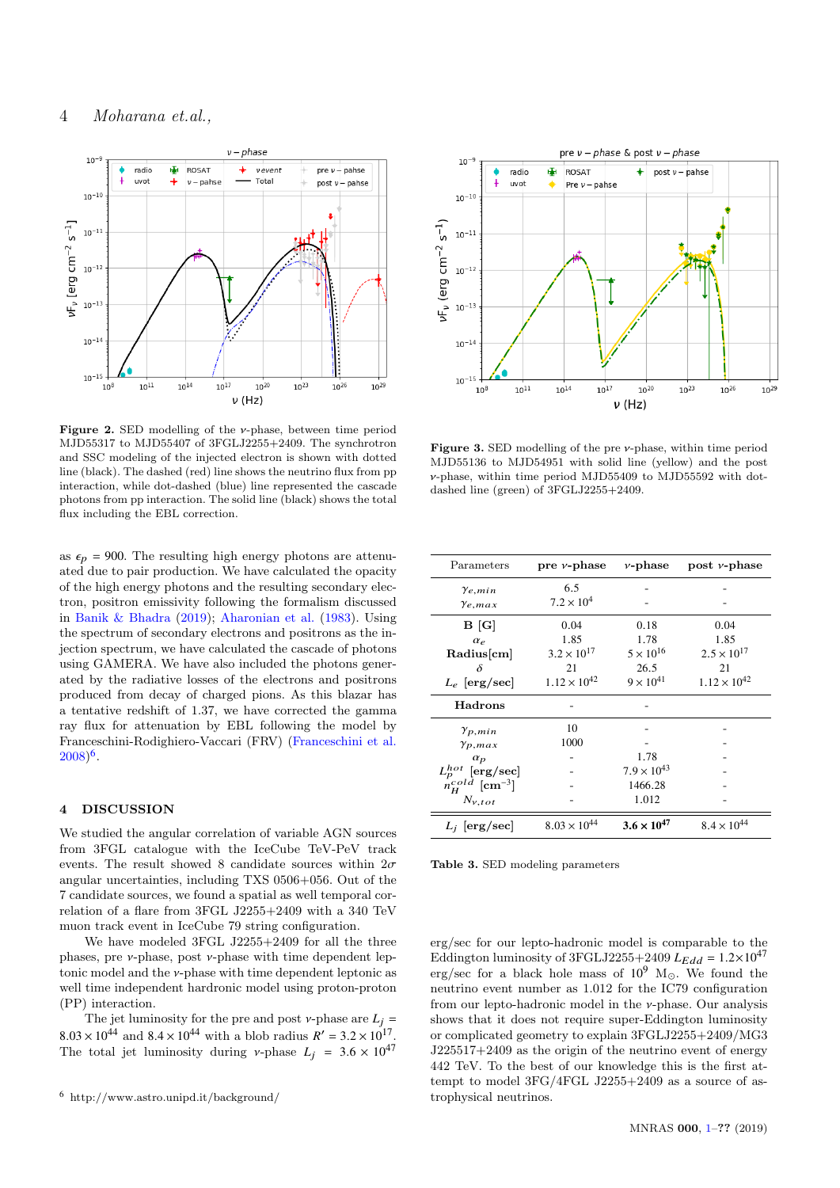**Figure 2.** SED modelling of the $\nu$-phase, between time period MJD55317 to MJD55407 of 3FGLJ2255+2409. The synchrotron and SSC modeling of the injected electron is shown with dotted line (black). The dashed (red) line shows the neutrino flux from pp interaction, while dot-dashed (blue) line represented the cascade photons from pp interaction. The solid line (black) shows the total flux including the EBL correction.

**Figure 3.** SED modelling of the pre $\nu$-phase, within time period MJD55136 to MJD54951 with solid line (yellow) and the post $\nu$-phase, within time period MJD55409 to MJD55592 with dot-dashed line (green) of 3FGLJ2255+2409.

as $\epsilon_p$ = 900. The resulting high energy photons are attenuated due to pair production. We have calculated the opacity of the high energy photons and the resulting secondary electron, positron emissivity following the formalism discussed in Banik & Bhadra (2019); Aharonian et al. (1983). Using the spectrum of secondary electrons and positrons as the injection spectrum, we have calculated the cascade of photons using GAMERA. We have also included the photons generated by the radiative losses of the electrons and positrons produced from decay of charged pions. As this blazar has a tentative redshift of 1.37, we have corrected the gamma ray flux for attenuation by EBL following the model by Franceschini-Rodighiero-Vaccari (FRV) (Franceschini et al. 2008)[6].

## 4 DISCUSSION

We studied the angular correlation of variable AGN sources from 3FGL catalogue with the IceCube TeV-PeV track events. The result showed 8 candidate sources within $2\sigma$ angular uncertainties, including TXS 0506+056. Out of the 7 candidate sources, we found a spatial as well temporal correlation of a flare from 3FGL J2255+2409 with a 340 TeV muon track event in IceCube 79 string configuration.

We have modeled 3FGL J2255+2409 for all the three phases, pre $\nu$-phase, post $\nu$-phase with time dependent leptonic model and the $\nu$-phase with time dependent leptonic as well time independent hardronic model using proton-proton (PP) interaction.

The jet luminosity for the pre and post $\nu$-phase are $L_j = 8.03 \times 10^{44}$ and $8.4 \times 10^{44}$ with a blob radius $R' = 3.2 \times 10^{17}$. The total jet luminosity during $\nu$-phase $L_j = 3.6 \times 10^{47}$ erg/sec for our lepto-hadronic model is comparable to the Eddington luminosity of 3FGLJ2255+2409 $L_{Edd} = 1.2{\times}10^{47}$ erg/sec for a black hole mass of $10^9$ M$_\odot$. We found the neutrino event number as 1.012 for the IC79 configuration from our lepto-hadronic model in the $\nu$-phase. Our analysis shows that it does not require super-Eddington luminosity or complicated geometry to explain 3FGLJ2255+2409/MG3 J225517+2409 as the origin of the neutrino event of energy 442 TeV. To the best of our knowledge this is the first attempt to model 3FG/4FGL J2255+2409 as a source of astrophysical neutrinos.

| Parameters | pre $\nu$-phase | $\nu$-phase | post $\nu$-phase |
|---|---|---|---|
| $\gamma_{e,min}$ | 6.5 | - | - |
| $\gamma_{e,max}$ | $7.2 \times 10^4$ | - | - |
| **B [G]** | 0.04 | 0.18 | 0.04 |
| $\alpha_e$ | 1.85 | 1.78 | 1.85 |
| **Radius[cm]** | $3.2 \times 10^{17}$ | $5 \times 10^{16}$ | $2.5 \times 10^{17}$ |
| $\delta$ | 21 | 26.5 | 21 |
| $L_e$ [erg/sec] | $1.12 \times 10^{42}$ | $9 \times 10^{41}$ | $1.12 \times 10^{42}$ |
| **Hadrons** | - | - | |
| $\gamma_{p,min}$ | 10 | - | - |
| $\gamma_{p,max}$ | 1000 | - | - |
| $\alpha_p$ | - | 1.78 | - |
| $L_p^{hot}$ [erg/sec] | - | $7.9 \times 10^{43}$ | - |
| $n_H^{cold}$ [cm$^{-3}$] | - | 1466.28 | - |
| $N_{\nu,tot}$ | - | 1.012 | - |
| $L_j$ [erg/sec] | $8.03 \times 10^{44}$ | $\mathbf{3.6 \times 10^{47}}$ | $8.4 \times 10^{44}$ |

**Table 3.** SED modeling parameters

[6] http://www.astro.unipd.it/background/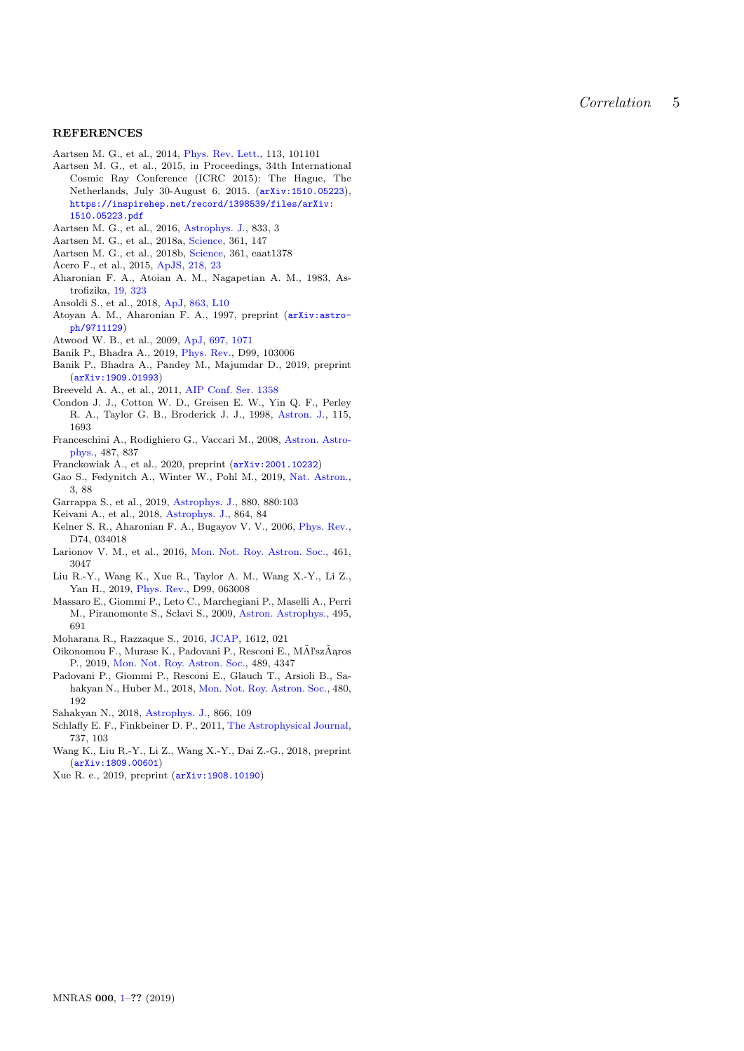## REFERENCES

Aartsen M. G., et al., 2014, Phys. Rev. Lett., 113, 101101

Aartsen M. G., et al., 2015, in Proceedings, 34th International Cosmic Ray Conference (ICRC 2015): The Hague, The Netherlands, July 30-August 6, 2015. (arXiv:1510.05223), https://inspirehep.net/record/1398539/files/arXiv:1510.05223.pdf

Aartsen M. G., et al., 2016, Astrophys. J., 833, 3

Aartsen M. G., et al., 2018a, Science, 361, 147

Aartsen M. G., et al., 2018b, Science, 361, eaat1378

Acero F., et al., 2015, ApJS, 218, 23

Aharonian F. A., Atoian A. M., Nagapetian A. M., 1983, Astrofizika, 19, 323

Ansoldi S., et al., 2018, ApJ, 863, L10

Atoyan A. M., Aharonian F. A., 1997, preprint (arXiv:astro-ph/9711129)

Atwood W. B., et al., 2009, ApJ, 697, 1071

Banik P., Bhadra A., 2019, Phys. Rev., D99, 103006

Banik P., Bhadra A., Pandey M., Majumdar D., 2019, preprint (arXiv:1909.01993)

Breeveld A. A., et al., 2011, AIP Conf. Ser. 1358

Condon J. J., Cotton W. D., Greisen E. W., Yin Q. F., Perley R. A., Taylor G. B., Broderick J. J., 1998, Astron. J., 115, 1693

Franceschini A., Rodighiero G., Vaccari M., 2008, Astron. Astrophys., 487, 837

Franckowiak A., et al., 2020, preprint (arXiv:2001.10232)

Gao S., Fedynitch A., Winter W., Pohl M., 2019, Nat. Astron., 3, 88

Garrappa S., et al., 2019, Astrophys. J., 880, 880:103

Keivani A., et al., 2018, Astrophys. J., 864, 84

Kelner S. R., Aharonian F. A., Bugayov V. V., 2006, Phys. Rev., D74, 034018

Larionov V. M., et al., 2016, Mon. Not. Roy. Astron. Soc., 461, 3047

Liu R.-Y., Wang K., Xue R., Taylor A. M., Wang X.-Y., Li Z., Yan H., 2019, Phys. Rev., D99, 063008

Massaro E., Giommi P., Leto C., Marchegiani P., Maselli A., Perri M., Piranomonte S., Sclavi S., 2009, Astron. Astrophys., 495, 691

Moharana R., Razzaque S., 2016, JCAP, 1612, 021

Oikonomou F., Murase K., Padovani P., Resconi E., MÃľszÃąros P., 2019, Mon. Not. Roy. Astron. Soc., 489, 4347

Padovani P., Giommi P., Resconi E., Glauch T., Arsioli B., Sahakyan N., Huber M., 2018, Mon. Not. Roy. Astron. Soc., 480, 192

Sahakyan N., 2018, Astrophys. J., 866, 109

Schlafly E. F., Finkbeiner D. P., 2011, The Astrophysical Journal, 737, 103

Wang K., Liu R.-Y., Li Z., Wang X.-Y., Dai Z.-G., 2018, preprint (arXiv:1809.00601)

Xue R. e., 2019, preprint (arXiv:1908.10190)